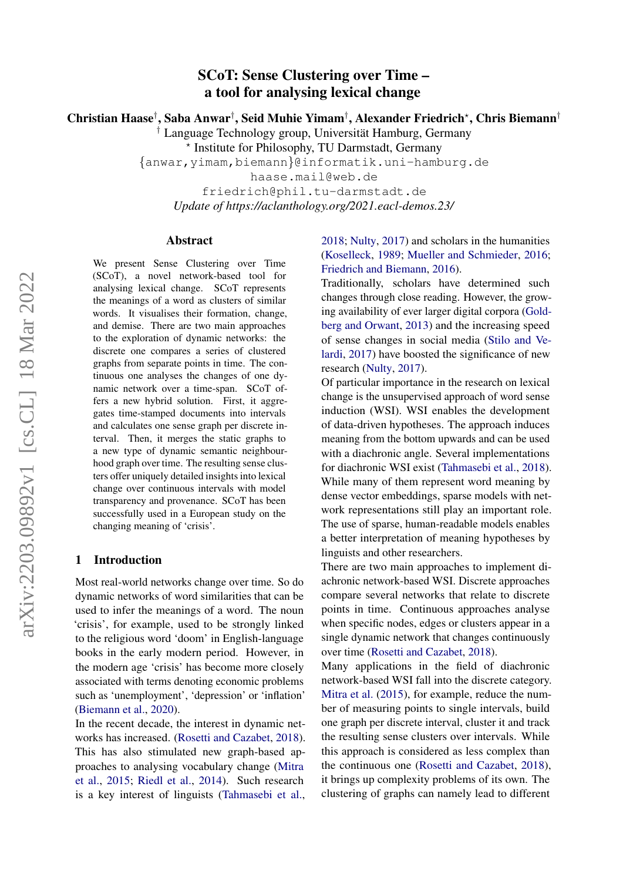# SCoT: Sense Clustering over Time – a tool for analysing lexical change

**Christian Haase**[†], **Saba Anwar**[†], **Seid Muhie Yimam**[†], **Alexander Friedrich**[⋆], **Chris Biemann**[†]

[†] Language Technology group, Universität Hamburg, Germany

[⋆] Institute for Philosophy, TU Darmstadt, Germany

{anwar,yimam,biemann}@informatik.uni-hamburg.de

haase.mail@web.de

friedrich@phil.tu-darmstadt.de

*Update of https://aclanthology.org/2021.eacl-demos.23/*

## Abstract

We present Sense Clustering over Time (SCoT), a novel network-based tool for analysing lexical change. SCoT represents the meanings of a word as clusters of similar words. It visualises their formation, change, and demise. There are two main approaches to the exploration of dynamic networks: the discrete one compares a series of clustered graphs from separate points in time. The continuous one analyses the changes of one dynamic network over a time-span. SCoT offers a new hybrid solution. First, it aggregates time-stamped documents into intervals and calculates one sense graph per discrete interval. Then, it merges the static graphs to a new type of dynamic semantic neighbourhood graph over time. The resulting sense clusters offer uniquely detailed insights into lexical change over continuous intervals with model transparency and provenance. SCoT has been successfully used in a European study on the changing meaning of 'crisis'.

## 1 Introduction

Most real-world networks change over time. So do dynamic networks of word similarities that can be used to infer the meanings of a word. The noun 'crisis', for example, used to be strongly linked to the religious word 'doom' in English-language books in the early modern period. However, in the modern age 'crisis' has become more closely associated with terms denoting economic problems such as 'unemployment', 'depression' or 'inflation' (Biemann et al., 2020).

In the recent decade, the interest in dynamic networks has increased. (Rosetti and Cazabet, 2018). This has also stimulated new graph-based approaches to analysing vocabulary change (Mitra et al., 2015; Riedl et al., 2014). Such research is a key interest of linguists (Tahmasebi et al., 2018; Nulty, 2017) and scholars in the humanities (Koselleck, 1989; Mueller and Schmieder, 2016; Friedrich and Biemann, 2016).

Traditionally, scholars have determined such changes through close reading. However, the growing availability of ever larger digital corpora (Goldberg and Orwant, 2013) and the increasing speed of sense changes in social media (Stilo and Velardi, 2017) have boosted the significance of new research (Nulty, 2017).

Of particular importance in the research on lexical change is the unsupervised approach of word sense induction (WSI). WSI enables the development of data-driven hypotheses. The approach induces meaning from the bottom upwards and can be used with a diachronic angle. Several implementations for diachronic WSI exist (Tahmasebi et al., 2018). While many of them represent word meaning by dense vector embeddings, sparse models with network representations still play an important role. The use of sparse, human-readable models enables a better interpretation of meaning hypotheses by linguists and other researchers.

There are two main approaches to implement diachronic network-based WSI. Discrete approaches compare several networks that relate to discrete points in time. Continuous approaches analyse when specific nodes, edges or clusters appear in a single dynamic network that changes continuously over time (Rosetti and Cazabet, 2018).

Many applications in the field of diachronic network-based WSI fall into the discrete category. Mitra et al. (2015), for example, reduce the number of measuring points to single intervals, build one graph per discrete interval, cluster it and track the resulting sense clusters over intervals. While this approach is considered as less complex than the continuous one (Rosetti and Cazabet, 2018), it brings up complexity problems of its own. The clustering of graphs can namely lead to different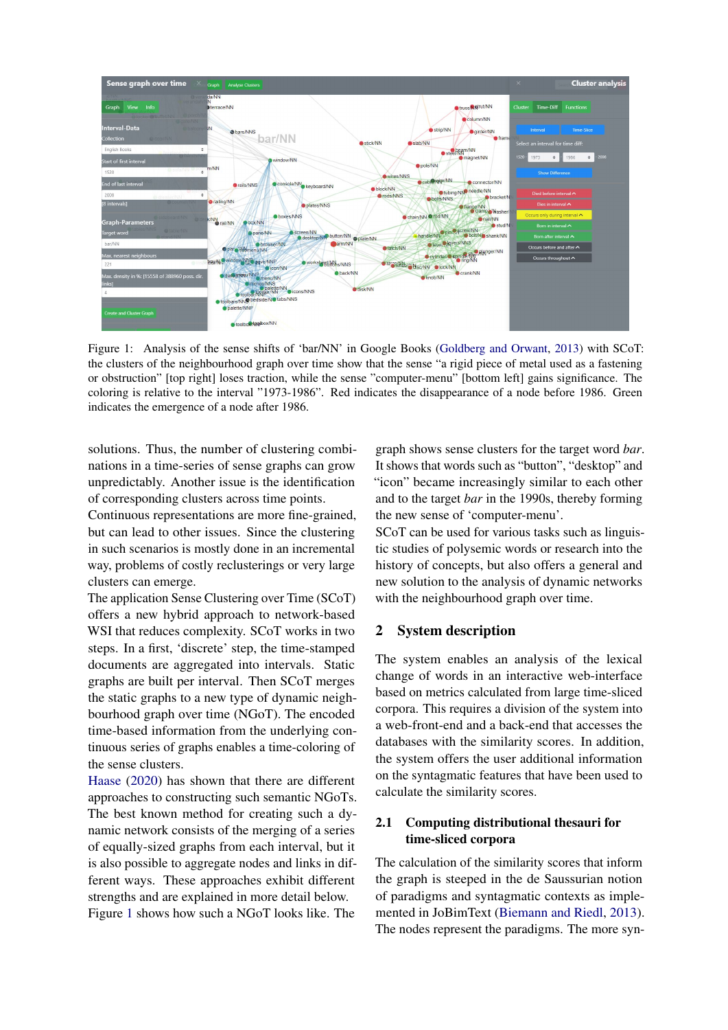Figure 1: Analysis of the sense shifts of 'bar/NN' in Google Books (Goldberg and Orwant, 2013) with SCoT: the clusters of the neighbourhood graph over time show that the sense "a rigid piece of metal used as a fastening or obstruction" [top right] loses traction, while the sense "computer-menu" [bottom left] gains significance. The coloring is relative to the interval "1973-1986". Red indicates the disappearance of a node before 1986. Green indicates the emergence of a node after 1986.

solutions. Thus, the number of clustering combinations in a time-series of sense graphs can grow unpredictably. Another issue is the identification of corresponding clusters across time points.

Continuous representations are more fine-grained, but can lead to other issues. Since the clustering in such scenarios is mostly done in an incremental way, problems of costly reclusterings or very large clusters can emerge.

The application Sense Clustering over Time (SCoT) offers a new hybrid approach to network-based WSI that reduces complexity. SCoT works in two steps. In a first, 'discrete' step, the time-stamped documents are aggregated into intervals. Static graphs are built per interval. Then SCoT merges the static graphs to a new type of dynamic neighbourhood graph over time (NGoT). The encoded time-based information from the underlying continuous series of graphs enables a time-coloring of the sense clusters.

Haase (2020) has shown that there are different approaches to constructing such semantic NGoTs. The best known method for creating such a dynamic network consists of the merging of a series of equally-sized graphs from each interval, but it is also possible to aggregate nodes and links in different ways. These approaches exhibit different strengths and are explained in more detail below.

Figure 1 shows how such a NGoT looks like. The graph shows sense clusters for the target word *bar*. It shows that words such as "button", "desktop" and "icon" became increasingly similar to each other and to the target *bar* in the 1990s, thereby forming the new sense of 'computer-menu'.

SCoT can be used for various tasks such as linguistic studies of polysemic words or research into the history of concepts, but also offers a general and new solution to the analysis of dynamic networks with the neighbourhood graph over time.

## 2 System description

The system enables an analysis of the lexical change of words in an interactive web-interface based on metrics calculated from large time-sliced corpora. This requires a division of the system into a web-front-end and a back-end that accesses the databases with the similarity scores. In addition, the system offers the user additional information on the syntagmatic features that have been used to calculate the similarity scores.

### 2.1 Computing distributional thesauri for time-sliced corpora

The calculation of the similarity scores that inform the graph is steeped in the de Saussurian notion of paradigms and syntagmatic contexts as implemented in JoBimText (Biemann and Riedl, 2013). The nodes represent the paradigms. The more syn-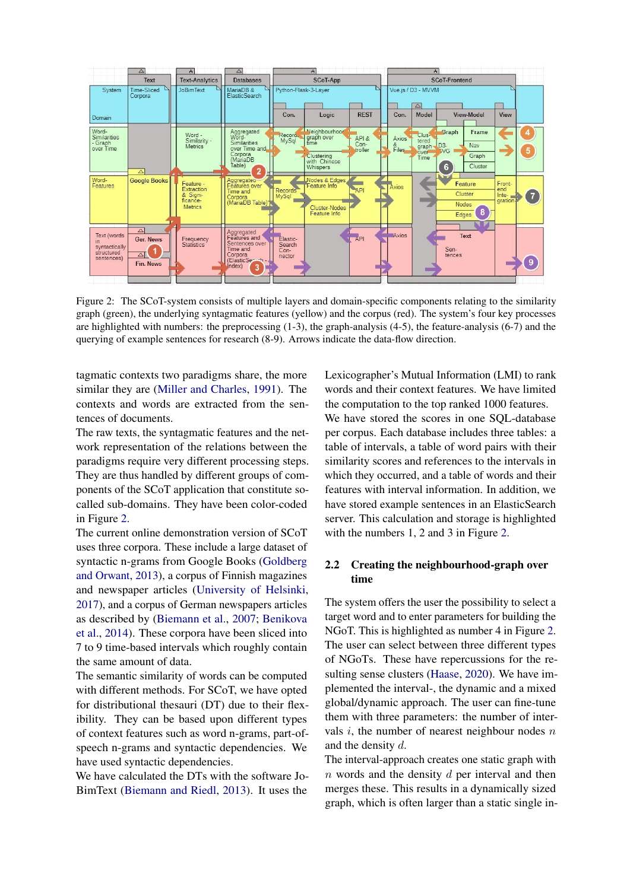Figure 2: The SCoT-system consists of multiple layers and domain-specific components relating to the similarity graph (green), the underlying syntagmatic features (yellow) and the corpus (red). The system's four key processes are highlighted with numbers: the preprocessing (1-3), the graph-analysis (4-5), the feature-analysis (6-7) and the querying of example sentences for research (8-9). Arrows indicate the data-flow direction.

tagmatic contexts two paradigms share, the more similar they are (Miller and Charles, 1991). The contexts and words are extracted from the sentences of documents.

The raw texts, the syntagmatic features and the network representation of the relations between the paradigms require very different processing steps. They are thus handled by different groups of components of the SCoT application that constitute so-called sub-domains. They have been color-coded in Figure 2.

The current online demonstration version of SCoT uses three corpora. These include a large dataset of syntactic n-grams from Google Books (Goldberg and Orwant, 2013), a corpus of Finnish magazines and newspaper articles (University of Helsinki, 2017), and a corpus of German newspapers articles as described by (Biemann et al., 2007; Benikova et al., 2014). These corpora have been sliced into 7 to 9 time-based intervals which roughly contain the same amount of data.

The semantic similarity of words can be computed with different methods. For SCoT, we have opted for distributional thesauri (DT) due to their flexibility. They can be based upon different types of context features such as word n-grams, part-of-speech n-grams and syntactic dependencies. We have used syntactic dependencies.

We have calculated the DTs with the software JoBimText (Biemann and Riedl, 2013). It uses the Lexicographer's Mutual Information (LMI) to rank words and their context features. We have limited the computation to the top ranked 1000 features. We have stored the scores in one SQL-database per corpus. Each database includes three tables: a table of intervals, a table of word pairs with their similarity scores and references to the intervals in which they occurred, and a table of words and their features with interval information. In addition, we have stored example sentences in an ElasticSearch server. This calculation and storage is highlighted with the numbers 1, 2 and 3 in Figure 2.

## 2.2 Creating the neighbourhood-graph over time

The system offers the user the possibility to select a target word and to enter parameters for building the NGoT. This is highlighted as number 4 in Figure 2. The user can select between three different types of NGoTs. These have repercussions for the resulting sense clusters (Haase, 2020). We have implemented the interval-, the dynamic and a mixed global/dynamic approach. The user can fine-tune them with three parameters: the number of intervals $i$, the number of nearest neighbour nodes $n$ and the density $d$.

The interval-approach creates one static graph with $n$ words and the density $d$ per interval and then merges these. This results in a dynamically sized graph, which is often larger than a static single in-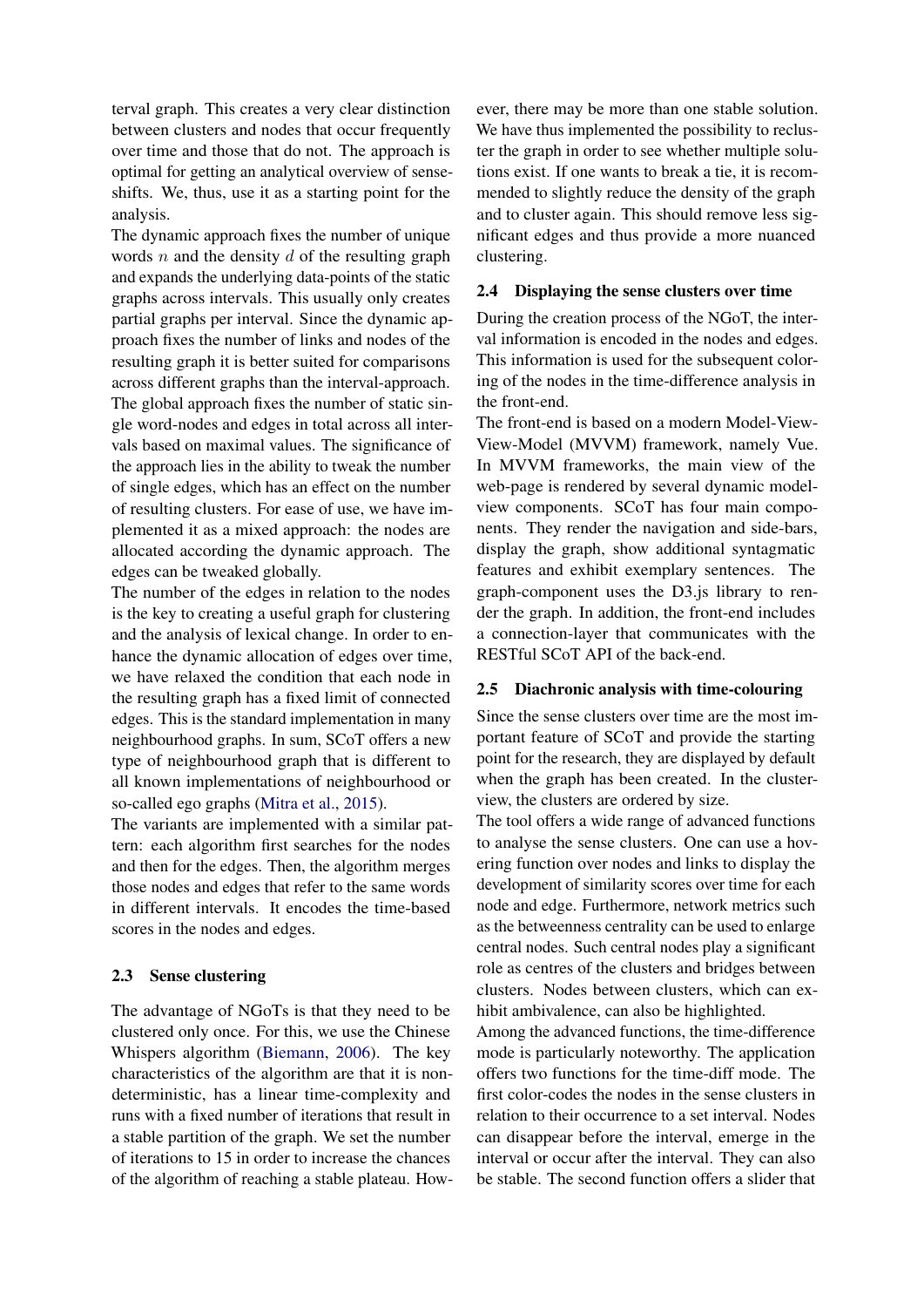terval graph. This creates a very clear distinction between clusters and nodes that occur frequently over time and those that do not. The approach is optimal for getting an analytical overview of sense-shifts. We, thus, use it as a starting point for the analysis.

The dynamic approach fixes the number of unique words $n$ and the density $d$ of the resulting graph and expands the underlying data-points of the static graphs across intervals. This usually only creates partial graphs per interval. Since the dynamic approach fixes the number of links and nodes of the resulting graph it is better suited for comparisons across different graphs than the interval-approach.

The global approach fixes the number of static single word-nodes and edges in total across all intervals based on maximal values. The significance of the approach lies in the ability to tweak the number of single edges, which has an effect on the number of resulting clusters. For ease of use, we have implemented it as a mixed approach: the nodes are allocated according the dynamic approach. The edges can be tweaked globally.

The number of the edges in relation to the nodes is the key to creating a useful graph for clustering and the analysis of lexical change. In order to enhance the dynamic allocation of edges over time, we have relaxed the condition that each node in the resulting graph has a fixed limit of connected edges. This is the standard implementation in many neighbourhood graphs. In sum, SCoT offers a new type of neighbourhood graph that is different to all known implementations of neighbourhood or so-called ego graphs (Mitra et al., 2015).

The variants are implemented with a similar pattern: each algorithm first searches for the nodes and then for the edges. Then, the algorithm merges those nodes and edges that refer to the same words in different intervals. It encodes the time-based scores in the nodes and edges.

### 2.3 Sense clustering

The advantage of NGoTs is that they need to be clustered only once. For this, we use the Chinese Whispers algorithm (Biemann, 2006). The key characteristics of the algorithm are that it is non-deterministic, has a linear time-complexity and runs with a fixed number of iterations that result in a stable partition of the graph. We set the number of iterations to 15 in order to increase the chances of the algorithm of reaching a stable plateau. However, there may be more than one stable solution. We have thus implemented the possibility to recluster the graph in order to see whether multiple solutions exist. If one wants to break a tie, it is recommended to slightly reduce the density of the graph and to cluster again. This should remove less significant edges and thus provide a more nuanced clustering.

### 2.4 Displaying the sense clusters over time

During the creation process of the NGoT, the interval information is encoded in the nodes and edges. This information is used for the subsequent coloring of the nodes in the time-difference analysis in the front-end.

The front-end is based on a modern Model-View-View-Model (MVVM) framework, namely Vue. In MVVM frameworks, the main view of the web-page is rendered by several dynamic model-view components. SCoT has four main components. They render the navigation and side-bars, display the graph, show additional syntagmatic features and exhibit exemplary sentences. The graph-component uses the D3.js library to render the graph. In addition, the front-end includes a connection-layer that communicates with the RESTful SCoT API of the back-end.

### 2.5 Diachronic analysis with time-colouring

Since the sense clusters over time are the most important feature of SCoT and provide the starting point for the research, they are displayed by default when the graph has been created. In the cluster-view, the clusters are ordered by size.

The tool offers a wide range of advanced functions to analyse the sense clusters. One can use a hovering function over nodes and links to display the development of similarity scores over time for each node and edge. Furthermore, network metrics such as the betweenness centrality can be used to enlarge central nodes. Such central nodes play a significant role as centres of the clusters and bridges between clusters. Nodes between clusters, which can exhibit ambivalence, can also be highlighted.

Among the advanced functions, the time-difference mode is particularly noteworthy. The application offers two functions for the time-diff mode. The first color-codes the nodes in the sense clusters in relation to their occurrence to a set interval. Nodes can disappear before the interval, emerge in the interval or occur after the interval. They can also be stable. The second function offers a slider that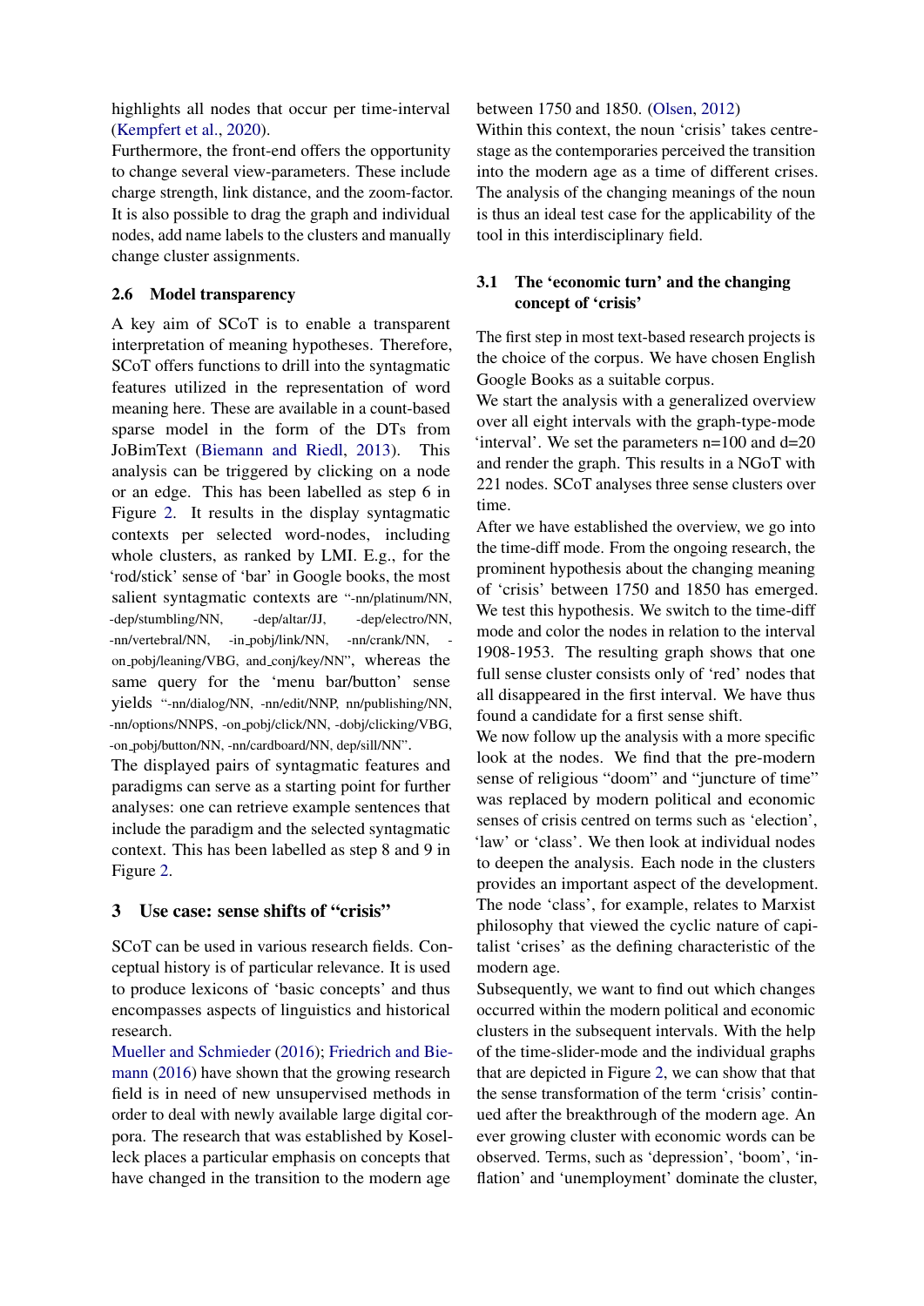highlights all nodes that occur per time-interval (Kempfert et al., 2020).

Furthermore, the front-end offers the opportunity to change several view-parameters. These include charge strength, link distance, and the zoom-factor. It is also possible to drag the graph and individual nodes, add name labels to the clusters and manually change cluster assignments.

### 2.6 Model transparency

A key aim of SCoT is to enable a transparent interpretation of meaning hypotheses. Therefore, SCoT offers functions to drill into the syntagmatic features utilized in the representation of word meaning here. These are available in a count-based sparse model in the form of the DTs from JoBimText (Biemann and Riedl, 2013). This analysis can be triggered by clicking on a node or an edge. This has been labelled as step 6 in Figure 2. It results in the display syntagmatic contexts per selected word-nodes, including whole clusters, as ranked by LMI. E.g., for the 'rod/stick' sense of 'bar' in Google books, the most salient syntagmatic contexts are "-nn/platinum/NN, -dep/stumbling/NN, -dep/altar/JJ, -dep/electro/NN, -nn/vertebral/NN, -in_pobj/link/NN, -nn/crank/NN, -on_pobj/leaning/VBG, and_conj/key/NN", whereas the same query for the 'menu bar/button' sense yields "-nn/dialog/NN, -nn/edit/NNP, nn/publishing/NN, -nn/options/NNPS, -on_pobj/click/NN, -dobj/clicking/VBG, -on_pobj/button/NN, -nn/cardboard/NN, dep/sill/NN".

The displayed pairs of syntagmatic features and paradigms can serve as a starting point for further analyses: one can retrieve example sentences that include the paradigm and the selected syntagmatic context. This has been labelled as step 8 and 9 in Figure 2.

## 3 Use case: sense shifts of "crisis"

SCoT can be used in various research fields. Conceptual history is of particular relevance. It is used to produce lexicons of 'basic concepts' and thus encompasses aspects of linguistics and historical research.

Mueller and Schmieder (2016); Friedrich and Biemann (2016) have shown that the growing research field is in need of new unsupervised methods in order to deal with newly available large digital corpora. The research that was established by Koselleck places a particular emphasis on concepts that have changed in the transition to the modern age between 1750 and 1850. (Olsen, 2012)

Within this context, the noun 'crisis' takes centre-stage as the contemporaries perceived the transition into the modern age as a time of different crises. The analysis of the changing meanings of the noun is thus an ideal test case for the applicability of the tool in this interdisciplinary field.

### 3.1 The 'economic turn' and the changing concept of 'crisis'

The first step in most text-based research projects is the choice of the corpus. We have chosen English Google Books as a suitable corpus.

We start the analysis with a generalized overview over all eight intervals with the graph-type-mode 'interval'. We set the parameters n=100 and d=20 and render the graph. This results in a NGoT with 221 nodes. SCoT analyses three sense clusters over time.

After we have established the overview, we go into the time-diff mode. From the ongoing research, the prominent hypothesis about the changing meaning of 'crisis' between 1750 and 1850 has emerged. We test this hypothesis. We switch to the time-diff mode and color the nodes in relation to the interval 1908-1953. The resulting graph shows that one full sense cluster consists only of 'red' nodes that all disappeared in the first interval. We have thus found a candidate for a first sense shift.

We now follow up the analysis with a more specific look at the nodes. We find that the pre-modern sense of religious "doom" and "juncture of time" was replaced by modern political and economic senses of crisis centred on terms such as 'election', 'law' or 'class'. We then look at individual nodes to deepen the analysis. Each node in the clusters provides an important aspect of the development. The node 'class', for example, relates to Marxist philosophy that viewed the cyclic nature of capitalist 'crises' as the defining characteristic of the modern age.

Subsequently, we want to find out which changes occurred within the modern political and economic clusters in the subsequent intervals. With the help of the time-slider-mode and the individual graphs that are depicted in Figure 2, we can show that that the sense transformation of the term 'crisis' continued after the breakthrough of the modern age. An ever growing cluster with economic words can be observed. Terms, such as 'depression', 'boom', 'inflation' and 'unemployment' dominate the cluster,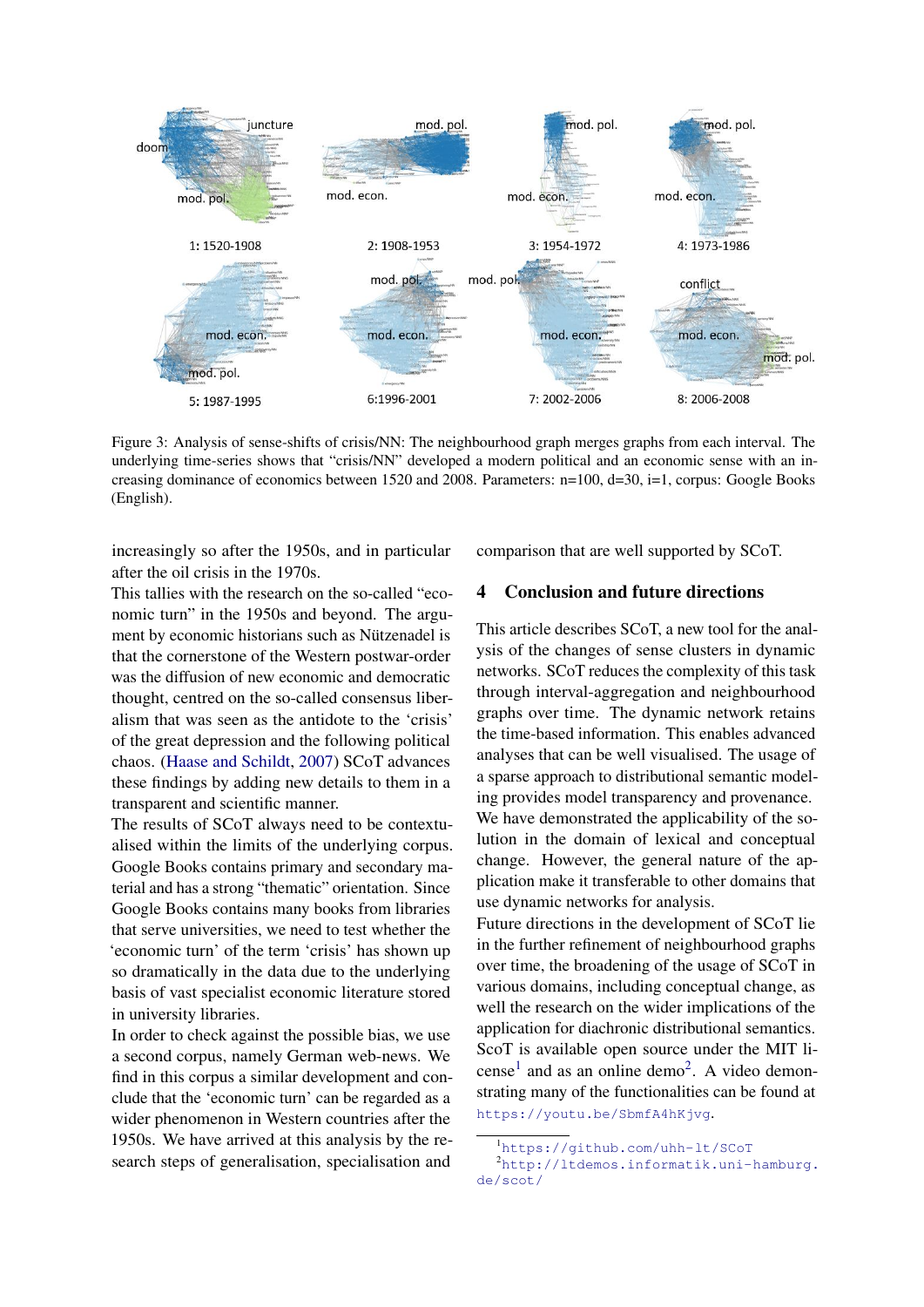Figure 3: Analysis of sense-shifts of crisis/NN: The neighbourhood graph merges graphs from each interval. The underlying time-series shows that "crisis/NN" developed a modern political and an economic sense with an increasing dominance of economics between 1520 and 2008. Parameters: n=100, d=30, i=1, corpus: Google Books (English).

increasingly so after the 1950s, and in particular after the oil crisis in the 1970s.

This tallies with the research on the so-called "economic turn" in the 1950s and beyond. The argument by economic historians such as Nützenadel is that the cornerstone of the Western postwar-order was the diffusion of new economic and democratic thought, centred on the so-called consensus liberalism that was seen as the antidote to the 'crisis' of the great depression and the following political chaos. (Haase and Schildt, 2007) SCoT advances these findings by adding new details to them in a transparent and scientific manner.

The results of SCoT always need to be contextualised within the limits of the underlying corpus. Google Books contains primary and secondary material and has a strong "thematic" orientation. Since Google Books contains many books from libraries that serve universities, we need to test whether the 'economic turn' of the term 'crisis' has shown up so dramatically in the data due to the underlying basis of vast specialist economic literature stored in university libraries.

In order to check against the possible bias, we use a second corpus, namely German web-news. We find in this corpus a similar development and conclude that the 'economic turn' can be regarded as a wider phenomenon in Western countries after the 1950s. We have arrived at this analysis by the research steps of generalisation, specialisation and comparison that are well supported by SCoT.

## 4 Conclusion and future directions

This article describes SCoT, a new tool for the analysis of the changes of sense clusters in dynamic networks. SCoT reduces the complexity of this task through interval-aggregation and neighbourhood graphs over time. The dynamic network retains the time-based information. This enables advanced analyses that can be well visualised. The usage of a sparse approach to distributional semantic modeling provides model transparency and provenance.

We have demonstrated the applicability of the solution in the domain of lexical and conceptual change. However, the general nature of the application make it transferable to other domains that use dynamic networks for analysis.

Future directions in the development of SCoT lie in the further refinement of neighbourhood graphs over time, the broadening of the usage of SCoT in various domains, including conceptual change, as well the research on the wider implications of the application for diachronic distributional semantics. ScoT is available open source under the MIT license[1] and as an online demo[2]. A video demonstrating many of the functionalities can be found at https://youtu.be/SbmfA4hKjvg.

[1] https://github.com/uhh-lt/SCoT

[2] http://ltdemos.informatik.uni-hamburg.de/scot/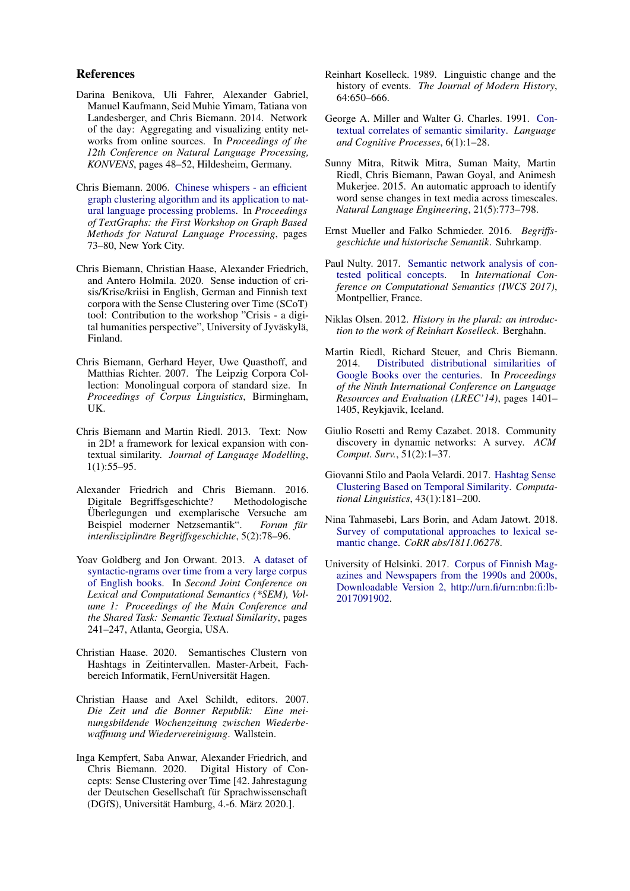## References

Darina Benikova, Uli Fahrer, Alexander Gabriel, Manuel Kaufmann, Seid Muhie Yimam, Tatiana von Landesberger, and Chris Biemann. 2014. Network of the day: Aggregating and visualizing entity networks from online sources. In *Proceedings of the 12th Conference on Natural Language Processing, KONVENS*, pages 48–52, Hildesheim, Germany.

Chris Biemann. 2006. Chinese whispers - an efficient graph clustering algorithm and its application to natural language processing problems. In *Proceedings of TextGraphs: the First Workshop on Graph Based Methods for Natural Language Processing*, pages 73–80, New York City.

Chris Biemann, Christian Haase, Alexander Friedrich, and Antero Holmila. 2020. Sense induction of crisis/Krise/kriisi in English, German and Finnish text corpora with the Sense Clustering over Time (SCoT) tool: Contribution to the workshop "Crisis - a digital humanities perspective", University of Jyväskylä, Finland.

Chris Biemann, Gerhard Heyer, Uwe Quasthoff, and Matthias Richter. 2007. The Leipzig Corpora Collection: Monolingual corpora of standard size. In *Proceedings of Corpus Linguistics*, Birmingham, UK.

Chris Biemann and Martin Riedl. 2013. Text: Now in 2D! a framework for lexical expansion with contextual similarity. *Journal of Language Modelling*, 1(1):55–95.

Alexander Friedrich and Chris Biemann. 2016. Digitale Begriffsgeschichte? Methodologische Überlegungen und exemplarische Versuche am Beispiel moderner Netzsemantik". *Forum für interdisziplinäre Begriffsgeschichte*, 5(2):78–96.

Yoav Goldberg and Jon Orwant. 2013. A dataset of syntactic-ngrams over time from a very large corpus of English books. In *Second Joint Conference on Lexical and Computational Semantics (*SEM), Volume 1: Proceedings of the Main Conference and the Shared Task: Semantic Textual Similarity*, pages 241–247, Atlanta, Georgia, USA.

Christian Haase. 2020. Semantisches Clustern von Hashtags in Zeitintervallen. Master-Arbeit, Fachbereich Informatik, FernUniversität Hagen.

Christian Haase and Axel Schildt, editors. 2007. *Die Zeit und die Bonner Republik: Eine meinungsbildende Wochenzeitung zwischen Wiederbewaffnung und Wiedervereinigung*. Wallstein.

Inga Kempfert, Saba Anwar, Alexander Friedrich, and Chris Biemann. 2020. Digital History of Concepts: Sense Clustering over Time [42. Jahrestagung der Deutschen Gesellschaft für Sprachwissenschaft (DGfS), Universität Hamburg, 4.-6. März 2020.].

Reinhart Koselleck. 1989. Linguistic change and the history of events. *The Journal of Modern History*, 64:650–666.

George A. Miller and Walter G. Charles. 1991. Contextual correlates of semantic similarity. *Language and Cognitive Processes*, 6(1):1–28.

Sunny Mitra, Ritwik Mitra, Suman Maity, Martin Riedl, Chris Biemann, Pawan Goyal, and Animesh Mukerjee. 2015. An automatic approach to identify word sense changes in text media across timescales. *Natural Language Engineering*, 21(5):773–798.

Ernst Mueller and Falko Schmieder. 2016. *Begriffsgeschichte und historische Semantik*. Suhrkamp.

Paul Nulty. 2017. Semantic network analysis of contested political concepts. In *International Conference on Computational Semantics (IWCS 2017)*, Montpellier, France.

Niklas Olsen. 2012. *History in the plural: an introduction to the work of Reinhart Koselleck*. Berghahn.

Martin Riedl, Richard Steuer, and Chris Biemann. 2014. Distributed distributional similarities of Google Books over the centuries. In *Proceedings of the Ninth International Conference on Language Resources and Evaluation (LREC'14)*, pages 1401–1405, Reykjavik, Iceland.

Giulio Rosetti and Remy Cazabet. 2018. Community discovery in dynamic networks: A survey. *ACM Comput. Surv.*, 51(2):1–37.

Giovanni Stilo and Paola Velardi. 2017. Hashtag Sense Clustering Based on Temporal Similarity. *Computational Linguistics*, 43(1):181–200.

Nina Tahmasebi, Lars Borin, and Adam Jatowt. 2018. Survey of computational approaches to lexical semantic change. *CoRR abs/1811.06278*.

University of Helsinki. 2017. Corpus of Finnish Magazines and Newspapers from the 1990s and 2000s, Downloadable Version 2, http://urn.fi/urn:nbn:fi:lb-2017091902.